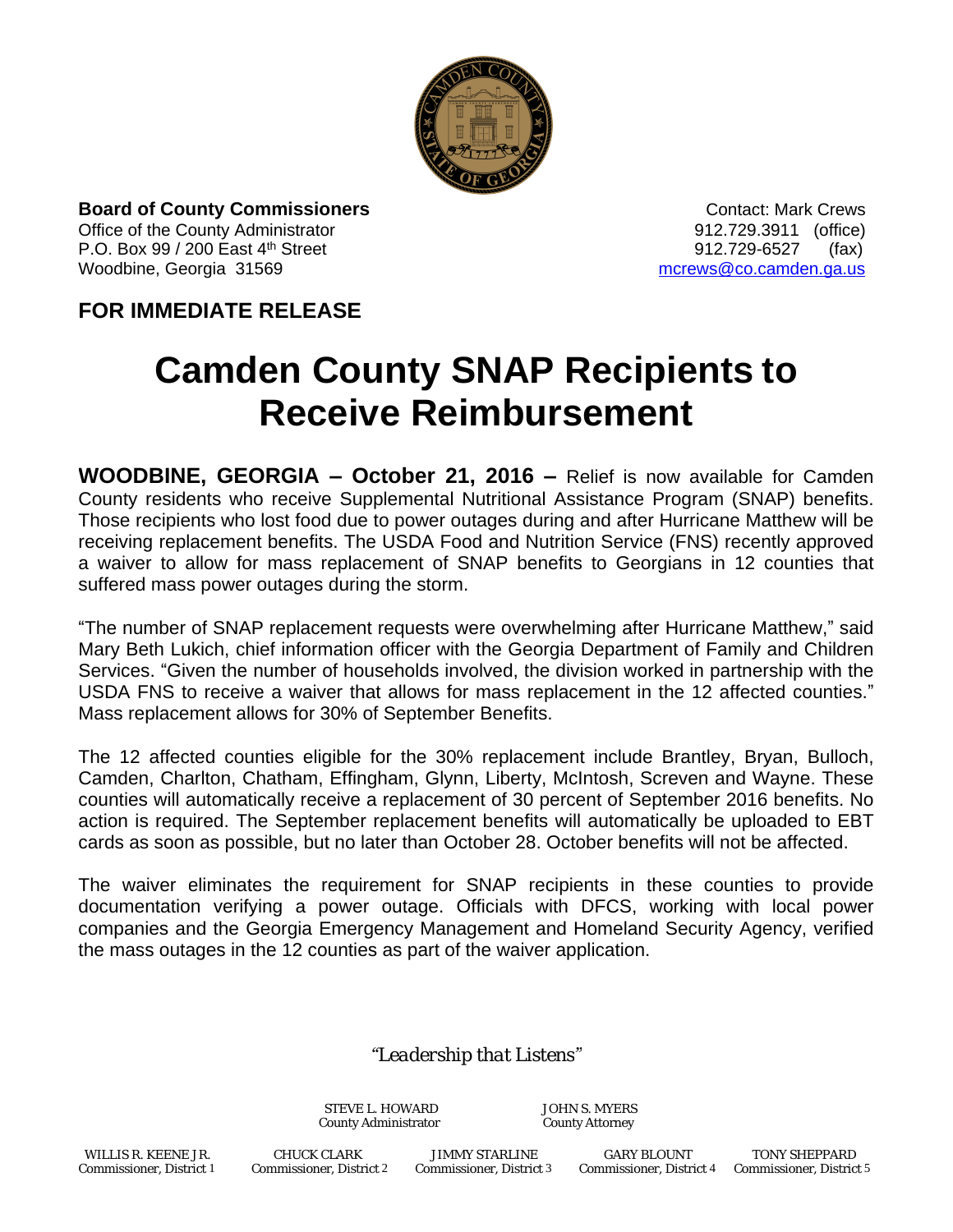**Board of County Commissioners**
Office of the County Administrator
P.O. Box 99 / 200 East 4th Street
Woodbine, Georgia 31569

Contact: Mark Crews
912.729.3911 (office)
912.729-6527 (fax)
mcrews@co.camden.ga.us

**FOR IMMEDIATE RELEASE**

# Camden County SNAP Recipients to Receive Reimbursement

**WOODBINE, GEORGIA – October 21, 2016 –** Relief is now available for Camden County residents who receive Supplemental Nutritional Assistance Program (SNAP) benefits. Those recipients who lost food due to power outages during and after Hurricane Matthew will be receiving replacement benefits. The USDA Food and Nutrition Service (FNS) recently approved a waiver to allow for mass replacement of SNAP benefits to Georgians in 12 counties that suffered mass power outages during the storm.

"The number of SNAP replacement requests were overwhelming after Hurricane Matthew," said Mary Beth Lukich, chief information officer with the Georgia Department of Family and Children Services. "Given the number of households involved, the division worked in partnership with the USDA FNS to receive a waiver that allows for mass replacement in the 12 affected counties." Mass replacement allows for 30% of September Benefits.

The 12 affected counties eligible for the 30% replacement include Brantley, Bryan, Bulloch, Camden, Charlton, Chatham, Effingham, Glynn, Liberty, McIntosh, Screven and Wayne. These counties will automatically receive a replacement of 30 percent of September 2016 benefits. No action is required. The September replacement benefits will automatically be uploaded to EBT cards as soon as possible, but no later than October 28. October benefits will not be affected.

The waiver eliminates the requirement for SNAP recipients in these counties to provide documentation verifying a power outage. Officials with DFCS, working with local power companies and the Georgia Emergency Management and Homeland Security Agency, verified the mass outages in the 12 counties as part of the waiver application.

*"Leadership that Listens"*

STEVE L. HOWARD, County Administrator
JOHN S. MYERS, County Attorney

WILLIS R. KEENE JR., Commissioner, District 1
CHUCK CLARK, Commissioner, District 2
JIMMY STARLINE, Commissioner, District 3
GARY BLOUNT, Commissioner, District 4
TONY SHEPPARD, Commissioner, District 5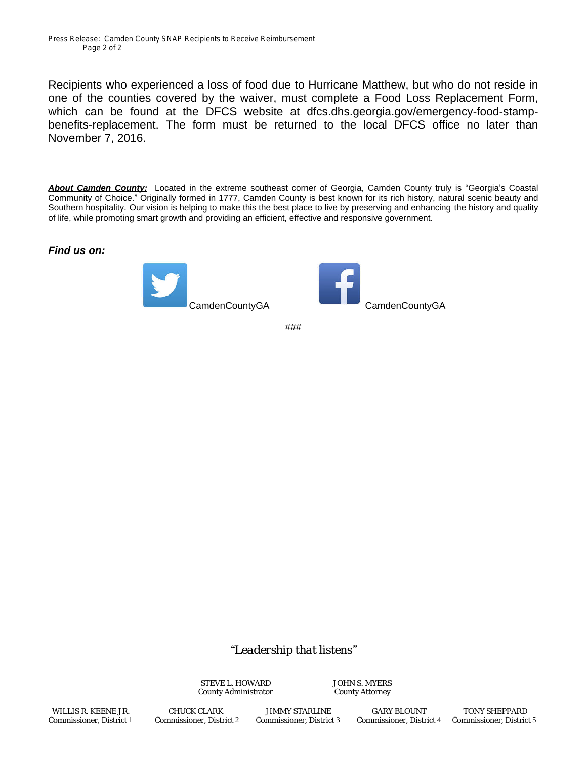Recipients who experienced a loss of food due to Hurricane Matthew, but who do not reside in one of the counties covered by the waiver, must complete a Food Loss Replacement Form, which can be found at the DFCS website at dfcs.dhs.georgia.gov/emergency-food-stamp-benefits-replacement. The form must be returned to the local DFCS office no later than November 7, 2016.

***About Camden County:*** Located in the extreme southeast corner of Georgia, Camden County truly is "Georgia's Coastal Community of Choice." Originally formed in 1777, Camden County is best known for its rich history, natural scenic beauty and Southern hospitality. Our vision is helping to make this the best place to live by preserving and enhancing the history and quality of life, while promoting smart growth and providing an efficient, effective and responsive government.

***Find us on:***

CamdenCountyGA CamdenCountyGA

###

*"Leadership that listens"*

STEVE L. HOWARD
County Administrator

JOHN S. MYERS
County Attorney

WILLIS R. KEENE JR.
Commissioner, District 1

CHUCK CLARK
Commissioner, District 2

JIMMY STARLINE
Commissioner, District 3

GARY BLOUNT
Commissioner, District 4

TONY SHEPPARD
Commissioner, District 5